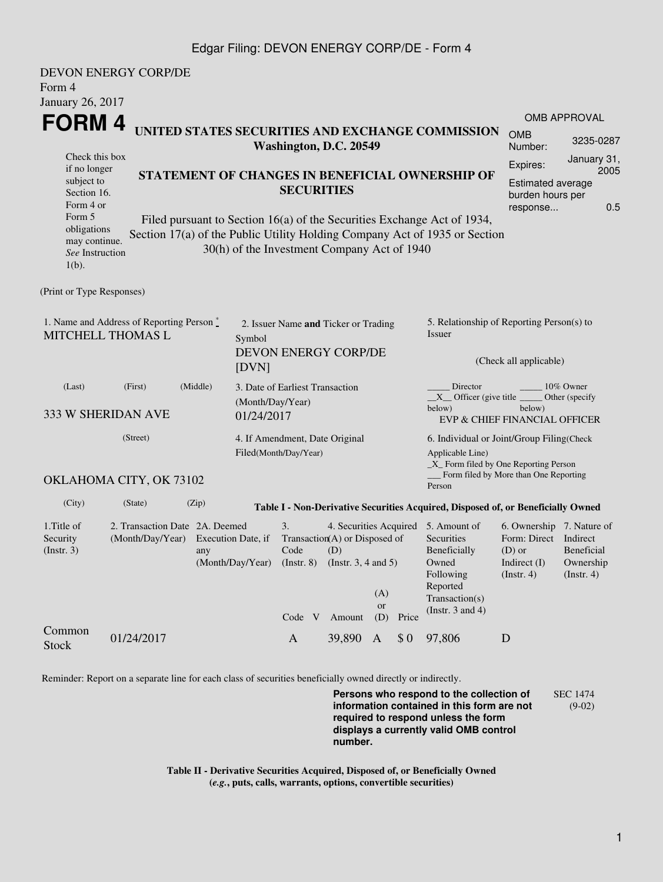DEVON ENERGY CORP/DE
Form 4
January 26, 2017

# FORM 4

**UNITED STATES SECURITIES AND EXCHANGE COMMISSION**
**Washington, D.C. 20549**

Check this box if no longer subject to Section 16. Form 4 or Form 5 obligations may continue. *See* Instruction 1(b).

**STATEMENT OF CHANGES IN BENEFICIAL OWNERSHIP OF SECURITIES**

Filed pursuant to Section 16(a) of the Securities Exchange Act of 1934, Section 17(a) of the Public Utility Holding Company Act of 1935 or Section 30(h) of the Investment Company Act of 1940

| OMB APPROVAL | |
|---|---|
| OMB Number: | 3235-0287 |
| Expires: | January 31, 2005 |
| Estimated average burden hours per response... | 0.5 |

(Print or Type Responses)

1. Name and Address of Reporting Person *
MITCHELL THOMAS L

(Last) (First) (Middle)

333 W SHERIDAN AVE

(Street)

OKLAHOMA CITY, OK 73102

(City) (State) (Zip)

2. Issuer Name **and** Ticker or Trading Symbol
DEVON ENERGY CORP/DE [DVN]

3. Date of Earliest Transaction (Month/Day/Year)
01/24/2017

4. If Amendment, Date Original Filed(Month/Day/Year)

5. Relationship of Reporting Person(s) to Issuer

(Check all applicable)

_____ Director _____ 10% Owner
__X__ Officer (give title below) _____ Other (specify below)
EVP & CHIEF FINANCIAL OFFICER

6. Individual or Joint/Group Filing(Check Applicable Line)
_X_ Form filed by One Reporting Person
___ Form filed by More than One Reporting Person

**Table I - Non-Derivative Securities Acquired, Disposed of, or Beneficially Owned**

| 1.Title of Security (Instr. 3) | 2. Transaction Date (Month/Day/Year) | 2A. Deemed Execution Date, if any (Month/Day/Year) | 3. Transaction Code (Instr. 8) | | 4. Securities Acquired (A) or Disposed of (D) (Instr. 3, 4 and 5) | | | 5. Amount of Securities Beneficially Owned Following Reported Transaction(s) (Instr. 3 and 4) | 6. Ownership Form: Direct (D) or Indirect (I) (Instr. 4) | 7. Nature of Indirect Beneficial Ownership (Instr. 4) |
|---|---|---|---|---|---|---|---|---|---|---|
| | | | Code | V | Amount | (A) or (D) | Price | | | |
| Common Stock | 01/24/2017 | | A | | 39,890 | A | $ 0 | 97,806 | D | |

Reminder: Report on a separate line for each class of securities beneficially owned directly or indirectly.

**Persons who respond to the collection of information contained in this form are not required to respond unless the form displays a currently valid OMB control number.**

SEC 1474 (9-02)

**Table II - Derivative Securities Acquired, Disposed of, or Beneficially Owned**
**(*e.g.*, puts, calls, warrants, options, convertible securities)**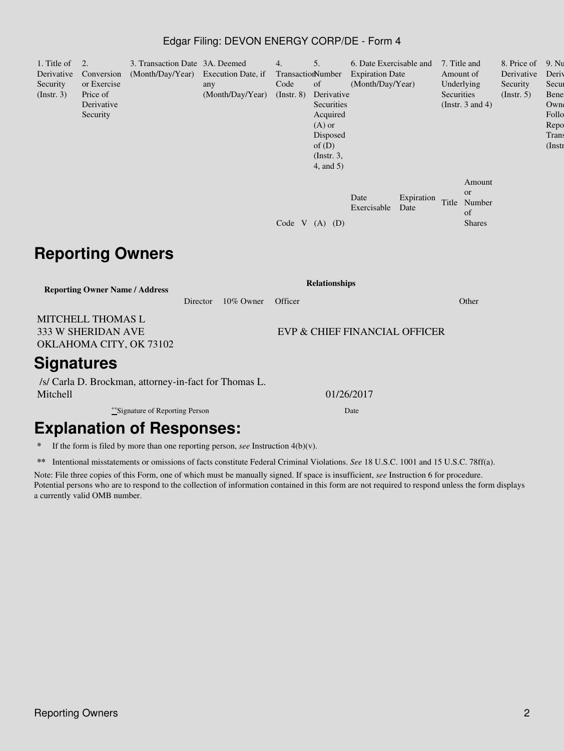Edgar Filing: DEVON ENERGY CORP/DE - Form 4

| 1. Title of Derivative Security (Instr. 3) | 2. Conversion or Exercise Price of Derivative Security | 3. Transaction Date (Month/Day/Year) | 3A. Deemed Execution Date, if any (Month/Day/Year) | 4. Transaction Code (Instr. 8) | | 5. Number of Derivative Securities Acquired (A) or Disposed of (D) (Instr. 3, 4, and 5) | | 6. Date Exercisable and Expiration Date (Month/Day/Year) | | 7. Title and Amount of Underlying Securities (Instr. 3 and 4) | | 8. Price of Derivative Security (Instr. 5) | 9. Nu Deriv Secur Bene Owne Follo Repo Trans (Instr |
|---|---|---|---|---|---|---|---|---|---|---|---|---|---|
| | | | | Code | V | (A) | (D) | Date Exercisable | Expiration Date | Title | Amount or Number of Shares | | |

## Reporting Owners

| Reporting Owner Name / Address | Relationships | | | |
|---|---|---|---|---|
| | Director | 10% Owner | Officer | Other |
| MITCHELL THOMAS L<br>333 W SHERIDAN AVE<br>OKLAHOMA CITY, OK 73102 | | | EVP & CHIEF FINANCIAL OFFICER | |

## Signatures

/s/ Carla D. Brockman, attorney-in-fact for Thomas L. Mitchell — 01/26/2017

**Signature of Reporting Person — Date

## Explanation of Responses:

\* If the form is filed by more than one reporting person, *see* Instruction 4(b)(v).

** Intentional misstatements or omissions of facts constitute Federal Criminal Violations. *See* 18 U.S.C. 1001 and 15 U.S.C. 78ff(a).

Note: File three copies of this Form, one of which must be manually signed. If space is insufficient, *see* Instruction 6 for procedure.
Potential persons who are to respond to the collection of information contained in this form are not required to respond unless the form displays a currently valid OMB number.